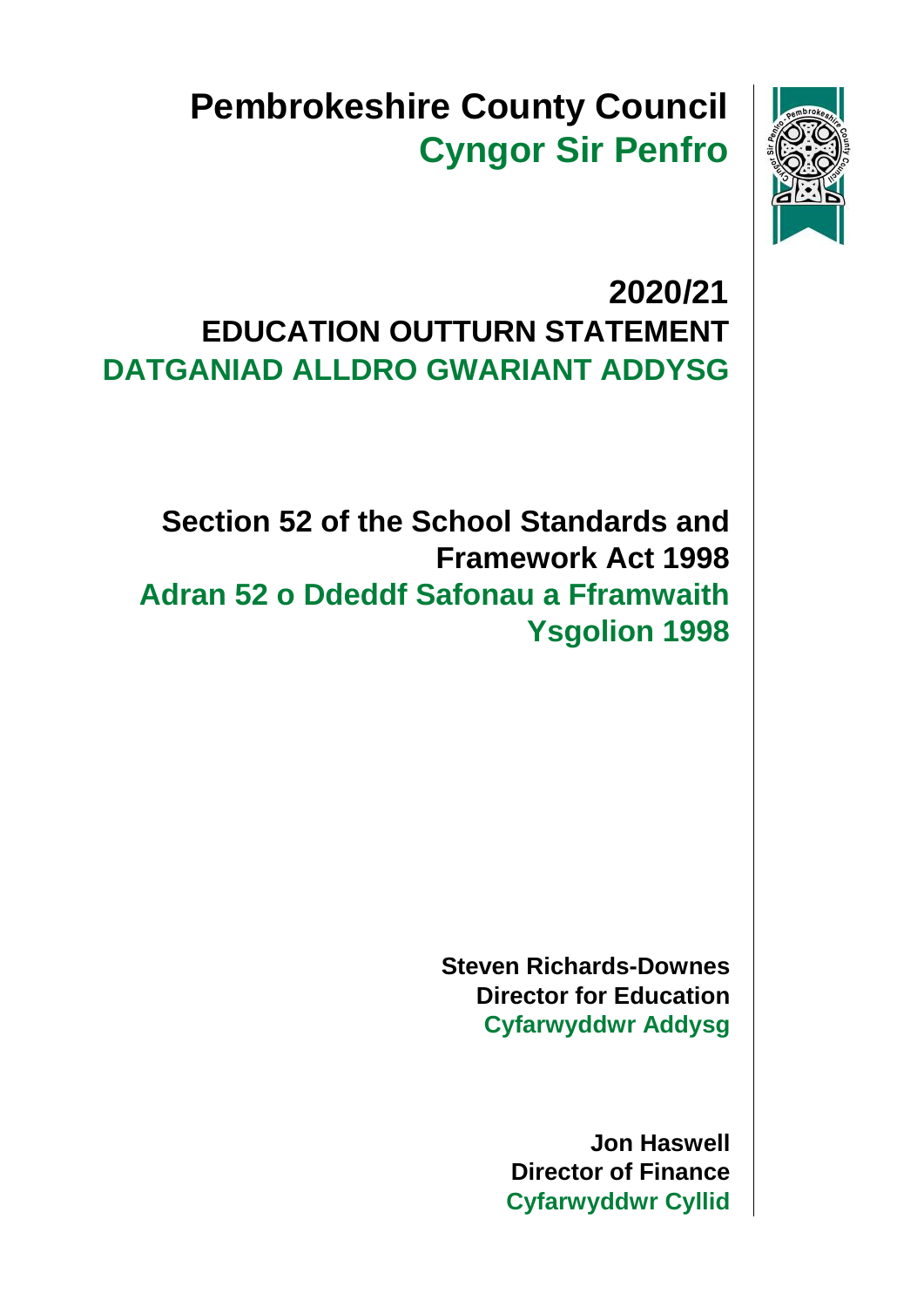# Pembrokeshire County Council

# Cyngor Sir Penfro

## 2020/21

## EDUCATION OUTTURN STATEMENT

## DATGANIAD ALLDRO GWARIANT ADDYSG

### Section 52 of the School Standards and Framework Act 1998

### Adran 52 o Ddeddf Safonau a Fframwaith Ysgolion 1998

**Steven Richards-Downes**
**Director for Education**
**Cyfarwyddwr Addysg**

**Jon Haswell**
**Director of Finance**
**Cyfarwyddwr Cyllid**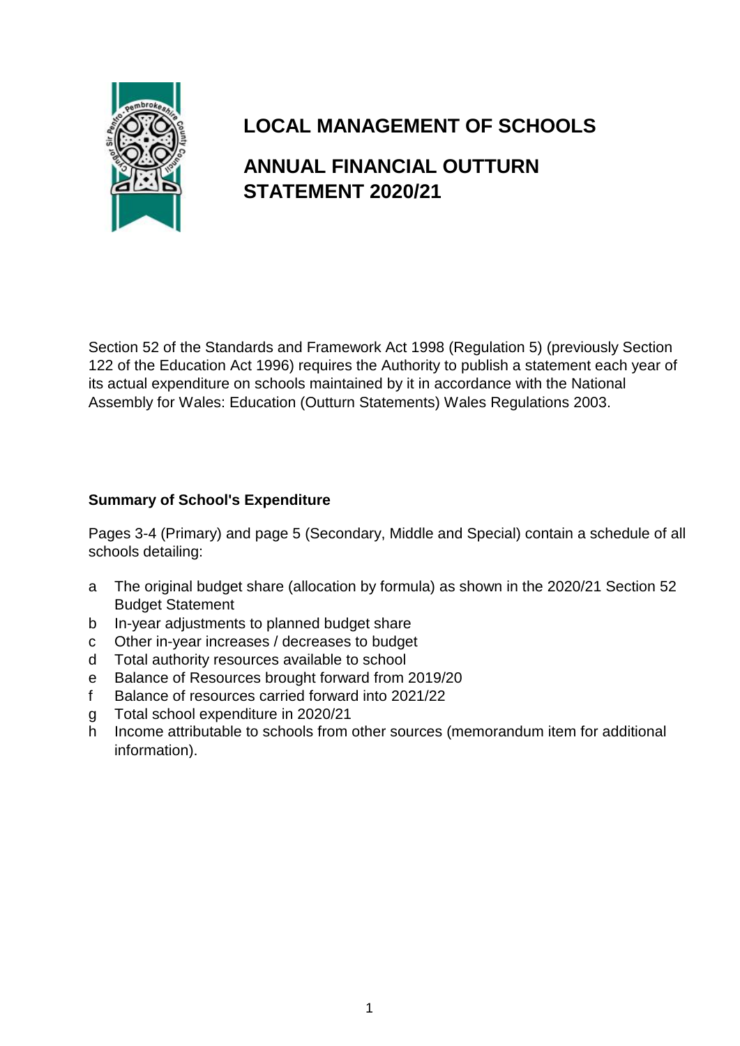# LOCAL MANAGEMENT OF SCHOOLS

## ANNUAL FINANCIAL OUTTURN STATEMENT 2020/21

Section 52 of the Standards and Framework Act 1998 (Regulation 5) (previously Section 122 of the Education Act 1996) requires the Authority to publish a statement each year of its actual expenditure on schools maintained by it in accordance with the National Assembly for Wales: Education (Outturn Statements) Wales Regulations 2003.

### Summary of School's Expenditure

Pages 3-4 (Primary) and page 5 (Secondary, Middle and Special) contain a schedule of all schools detailing:

- a The original budget share (allocation by formula) as shown in the 2020/21 Section 52 Budget Statement
- b In-year adjustments to planned budget share
- c Other in-year increases / decreases to budget
- d Total authority resources available to school
- e Balance of Resources brought forward from 2019/20
- f Balance of resources carried forward into 2021/22
- g Total school expenditure in 2020/21
- h Income attributable to schools from other sources (memorandum item for additional information).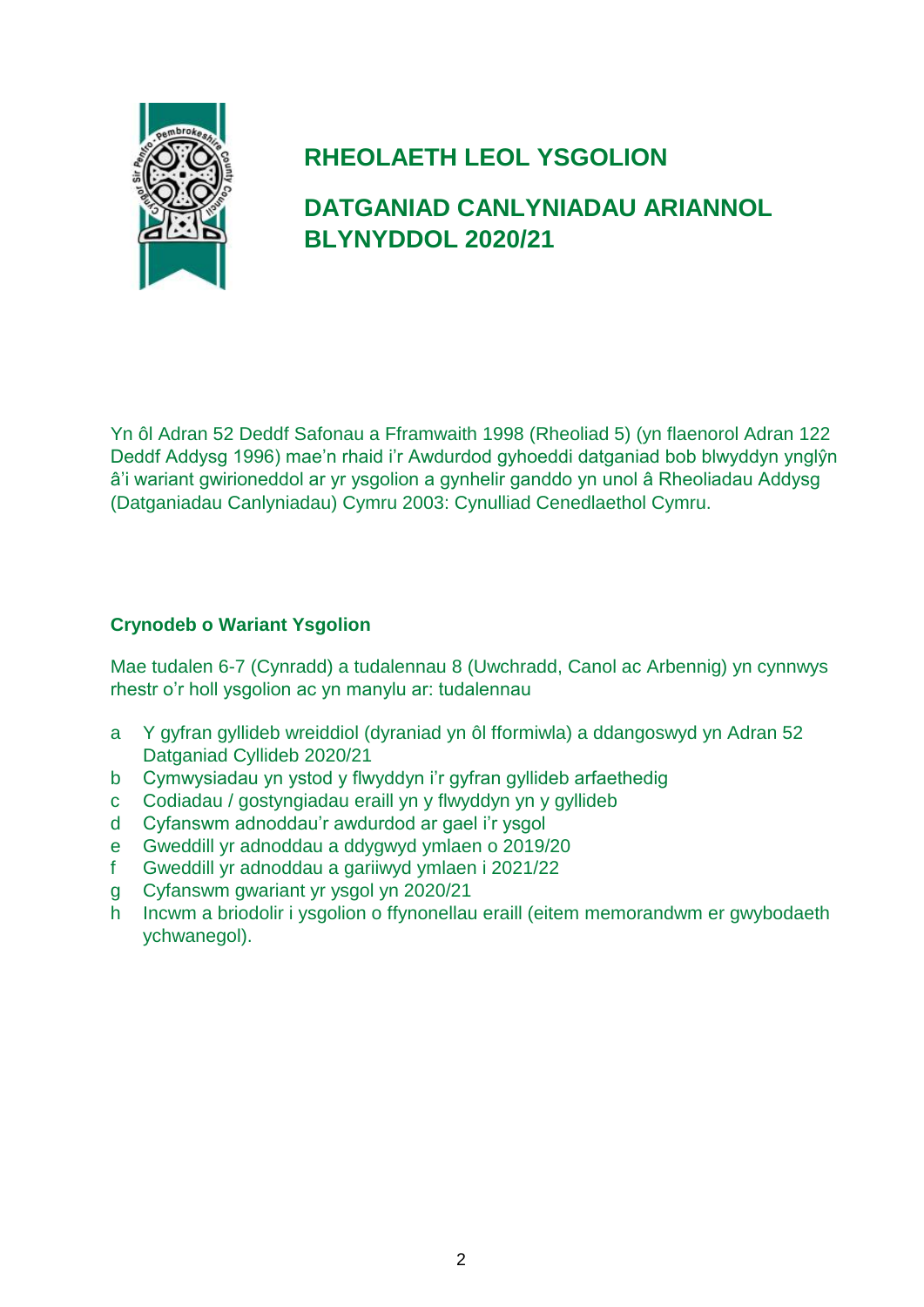# RHEOLAETH LEOL YSGOLION

## DATGANIAD CANLYNIADAU ARIANNOL BLYNYDDOL 2020/21

Yn ôl Adran 52 Deddf Safonau a Fframwaith 1998 (Rheoliad 5) (yn flaenorol Adran 122 Deddf Addysg 1996) mae'n rhaid i'r Awdurdod gyhoeddi datganiad bob blwyddyn ynglŷn â'i wariant gwirioneddol ar yr ysgolion a gynhelir ganddo yn unol â Rheoliadau Addysg (Datganiadau Canlyniadau) Cymru 2003: Cynulliad Cenedlaethol Cymru.

### Crynodeb o Wariant Ysgolion

Mae tudalen 6-7 (Cynradd) a tudalennau 8 (Uwchradd, Canol ac Arbennig) yn cynnwys rhestr o'r holl ysgolion ac yn manylu ar: tudalennau

- a Y gyfran gyllideb wreiddiol (dyraniad yn ôl fformiwla) a ddangoswyd yn Adran 52 Datganiad Cyllideb 2020/21
- b Cymwysiadau yn ystod y flwyddyn i'r gyfran gyllideb arfaethedig
- c Codiadau / gostyngiadau eraill yn y flwyddyn yn y gyllideb
- d Cyfanswm adnoddau'r awdurdod ar gael i'r ysgol
- e Gweddill yr adnoddau a ddygwyd ymlaen o 2019/20
- f Gweddill yr adnoddau a gariiwyd ymlaen i 2021/22
- g Cyfanswm gwariant yr ysgol yn 2020/21
- h Incwm a briodolir i ysgolion o ffynonellau eraill (eitem memorandwm er gwybodaeth ychwanegol).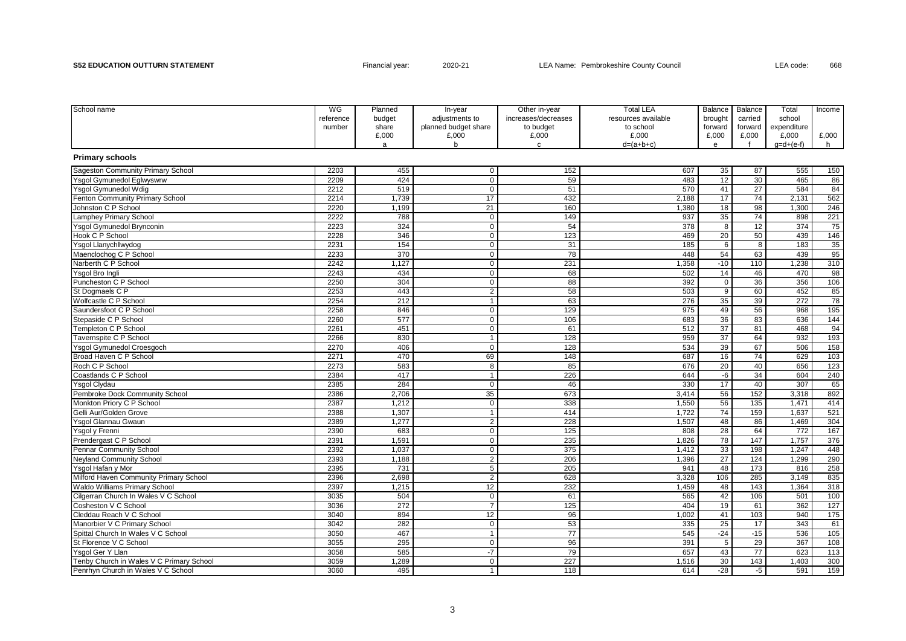**S52 EDUCATION OUTTURN STATEMENT** Financial year: 2020-21 LEA Name: Pembrokeshire County Council LEA code: 668

| School name | WG reference number | Planned budget share £,000 a | In-year adjustments to planned budget share £,000 b | Other in-year increases/decreases to budget £,000 c | Total LEA resources available to school £,000 d=(a+b+c) | Balance brought forward £,000 e | Balance carried forward £,000 f | Total school expenditure £,000 g=d+(e-f) | Income £,000 h |
|---|---|---|---|---|---|---|---|---|---|
| **Primary schools** | | | | | | | | | |
| Sageston Community Primary School | 2203 | 455 | 0 | 152 | 607 | 35 | 87 | 555 | 150 |
| Ysgol Gymunedol Eglwyswrw | 2209 | 424 | 0 | 59 | 483 | 12 | 30 | 465 | 86 |
| Ysgol Gymunedol Wdig | 2212 | 519 | 0 | 51 | 570 | 41 | 27 | 584 | 84 |
| Fenton Community Primary School | 2214 | 1,739 | 17 | 432 | 2,188 | 17 | 74 | 2,131 | 562 |
| Johnston C P School | 2220 | 1,199 | 21 | 160 | 1,380 | 18 | 98 | 1,300 | 246 |
| Lamphey Primary School | 2222 | 788 | 0 | 149 | 937 | 35 | 74 | 898 | 221 |
| Ysgol Gymunedol Brynconin | 2223 | 324 | 0 | 54 | 378 | 8 | 12 | 374 | 75 |
| Hook C P School | 2228 | 346 | 0 | 123 | 469 | 20 | 50 | 439 | 146 |
| Ysgol Llanychllwydog | 2231 | 154 | 0 | 31 | 185 | 6 | 8 | 183 | 35 |
| Maenclochog C P School | 2233 | 370 | 0 | 78 | 448 | 54 | 63 | 439 | 95 |
| Narberth C P School | 2242 | 1,127 | 0 | 231 | 1,358 | -10 | 110 | 1,238 | 310 |
| Ysgol Bro Ingli | 2243 | 434 | 0 | 68 | 502 | 14 | 46 | 470 | 98 |
| Puncheston C P School | 2250 | 304 | 0 | 88 | 392 | 0 | 36 | 356 | 106 |
| St Dogmaels C P | 2253 | 443 | 2 | 58 | 503 | 9 | 60 | 452 | 85 |
| Wolfcastle C P School | 2254 | 212 | 1 | 63 | 276 | 35 | 39 | 272 | 78 |
| Saundersfoot C P School | 2258 | 846 | 0 | 129 | 975 | 49 | 56 | 968 | 195 |
| Stepaside C P School | 2260 | 577 | 0 | 106 | 683 | 36 | 83 | 636 | 144 |
| Templeton C P School | 2261 | 451 | 0 | 61 | 512 | 37 | 81 | 468 | 94 |
| Tavernspite C P School | 2266 | 830 | 1 | 128 | 959 | 37 | 64 | 932 | 193 |
| Ysgol Gymunedol Croesgoch | 2270 | 406 | 0 | 128 | 534 | 39 | 67 | 506 | 158 |
| Broad Haven C P School | 2271 | 470 | 69 | 148 | 687 | 16 | 74 | 629 | 103 |
| Roch C P School | 2273 | 583 | 8 | 85 | 676 | 20 | 40 | 656 | 123 |
| Coastlands C P School | 2384 | 417 | 1 | 226 | 644 | -6 | 34 | 604 | 240 |
| Ysgol Clydau | 2385 | 284 | 0 | 46 | 330 | 17 | 40 | 307 | 65 |
| Pembroke Dock Community School | 2386 | 2,706 | 35 | 673 | 3,414 | 56 | 152 | 3,318 | 892 |
| Monkton Priory C P School | 2387 | 1,212 | 0 | 338 | 1,550 | 56 | 135 | 1,471 | 414 |
| Gelli Aur/Golden Grove | 2388 | 1,307 | 1 | 414 | 1,722 | 74 | 159 | 1,637 | 521 |
| Ysgol Glannau Gwaun | 2389 | 1,277 | 2 | 228 | 1,507 | 48 | 86 | 1,469 | 304 |
| Ysgol y Frenni | 2390 | 683 | 0 | 125 | 808 | 28 | 64 | 772 | 167 |
| Prendergast C P School | 2391 | 1,591 | 0 | 235 | 1,826 | 78 | 147 | 1,757 | 376 |
| Pennar Community School | 2392 | 1,037 | 0 | 375 | 1,412 | 33 | 198 | 1,247 | 448 |
| Neyland Community School | 2393 | 1,188 | 2 | 206 | 1,396 | 27 | 124 | 1,299 | 290 |
| Ysgol Hafan y Mor | 2395 | 731 | 5 | 205 | 941 | 48 | 173 | 816 | 258 |
| Milford Haven Community Primary School | 2396 | 2,698 | 2 | 628 | 3,328 | 106 | 285 | 3,149 | 835 |
| Waldo Williams Primary School | 2397 | 1,215 | 12 | 232 | 1,459 | 48 | 143 | 1,364 | 318 |
| Cilgerran Church In Wales V C School | 3035 | 504 | 0 | 61 | 565 | 42 | 106 | 501 | 100 |
| Cosheston V C School | 3036 | 272 | 7 | 125 | 404 | 19 | 61 | 362 | 127 |
| Cleddau Reach V C School | 3040 | 894 | 12 | 96 | 1,002 | 41 | 103 | 940 | 175 |
| Manorbier V C Primary School | 3042 | 282 | 0 | 53 | 335 | 25 | 17 | 343 | 61 |
| Spittal Church In Wales V C School | 3050 | 467 | 1 | 77 | 545 | -24 | -15 | 536 | 105 |
| St Florence V C School | 3055 | 295 | 0 | 96 | 391 | 5 | 29 | 367 | 108 |
| Ysgol Ger Y Llan | 3058 | 585 | -7 | 79 | 657 | 43 | 77 | 623 | 113 |
| Tenby Church in Wales V C Primary School | 3059 | 1,289 | 0 | 227 | 1,516 | 30 | 143 | 1,403 | 300 |
| Penrhyn Church in Wales V C School | 3060 | 495 | 1 | 118 | 614 | -28 | -5 | 591 | 159 |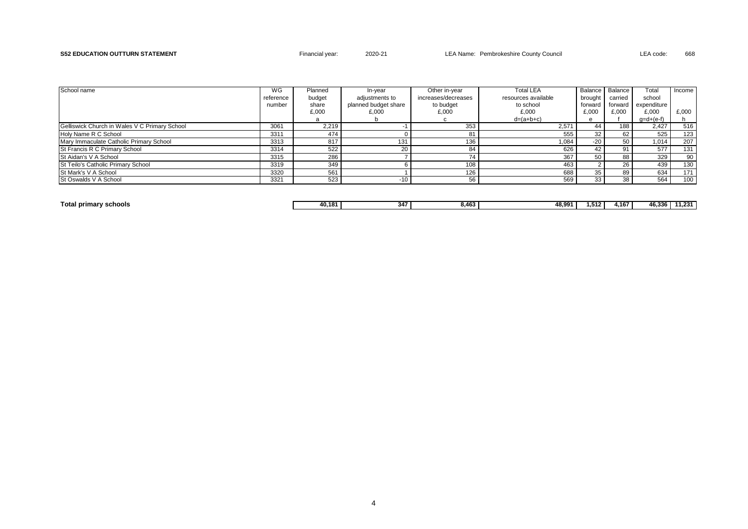**S52 EDUCATION OUTTURN STATEMENT** Financial year: 2020-21 LEA Name: Pembrokeshire County Council LEA code: 668

| School name | WG reference number | Planned budget share £,000 | In-year adjustments to planned budget share £,000 | Other in-year increases/decreases to budget £,000 | Total LEA resources available to school £,000 | Balance brought forward £,000 | Balance carried forward £,000 | Total school expenditure £,000 | Income £,000 |
|---|---|---|---|---|---|---|---|---|---|
| | | a | b | c | d=(a+b+c) | e | f | g=d+(e-f) | h |
| Gelliswick Church in Wales V C Primary School | 3061 | 2,219 | -1 | 353 | 2,571 | 44 | 188 | 2,427 | 516 |
| Holy Name R C School | 3311 | 474 | 0 | 81 | 555 | 32 | 62 | 525 | 123 |
| Mary Immaculate Catholic Primary School | 3313 | 817 | 131 | 136 | 1,084 | -20 | 50 | 1,014 | 207 |
| St Francis R C Primary School | 3314 | 522 | 20 | 84 | 626 | 42 | 91 | 577 | 131 |
| St Aidan's V A School | 3315 | 286 | 7 | 74 | 367 | 50 | 88 | 329 | 90 |
| St Teilo's Catholic Primary School | 3319 | 349 | 6 | 108 | 463 | 2 | 26 | 439 | 130 |
| St Mark's V A School | 3320 | 561 | 1 | 126 | 688 | 35 | 89 | 634 | 171 |
| St Oswalds V A School | 3321 | 523 | -10 | 56 | 569 | 33 | 38 | 564 | 100 |
| **Total primary schools** | | **40,181** | **347** | **8,463** | **48,991** | **1,512** | **4,167** | **46,336** | **11,231** |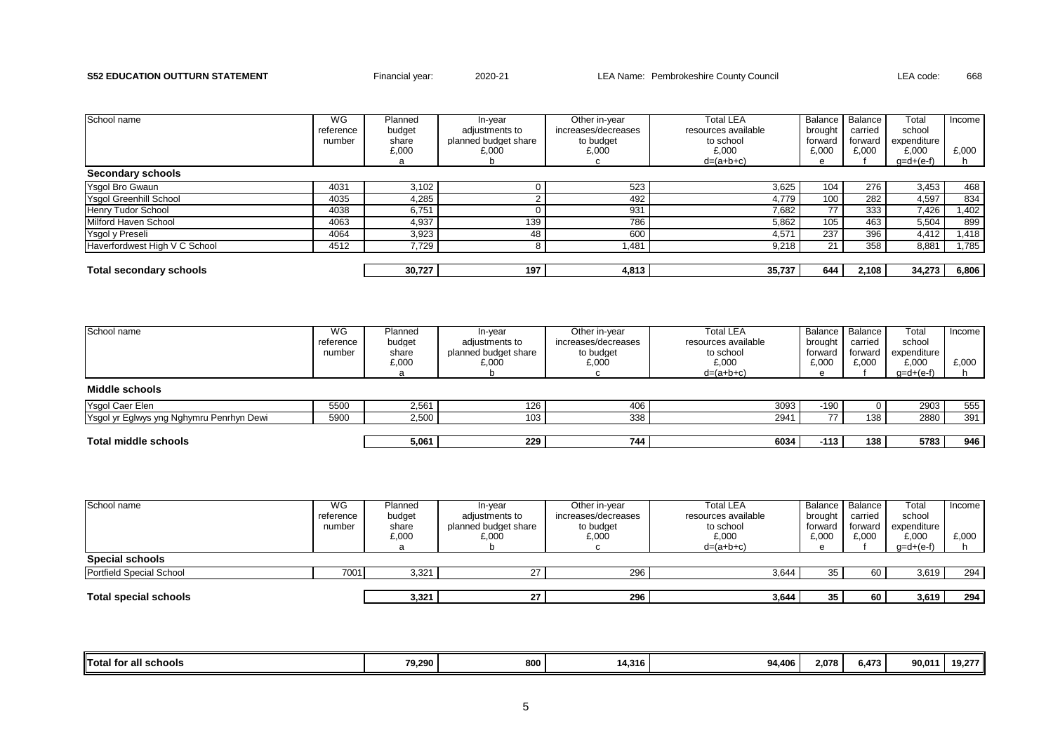**S52 EDUCATION OUTTURN STATEMENT** Financial year: 2020-21 LEA Name: Pembrokeshire County Council LEA code: 668

| School name | WG reference number | Planned budget share £,000 a | In-year adjustments to planned budget share £,000 b | Other in-year increases/decreases to budget £,000 c | Total LEA resources available to school £,000 d=(a+b+c) | Balance brought forward £,000 e | Balance carried forward £,000 f | Total school expenditure £,000 g=d+(e-f) | Income £,000 h |
|---|---|---|---|---|---|---|---|---|---|
| **Secondary schools** | | | | | | | | | |
| Ysgol Bro Gwaun | 4031 | 3,102 | 0 | 523 | 3,625 | 104 | 276 | 3,453 | 468 |
| Ysgol Greenhill School | 4035 | 4,285 | 2 | 492 | 4,779 | 100 | 282 | 4,597 | 834 |
| Henry Tudor School | 4038 | 6,751 | 0 | 931 | 7,682 | 77 | 333 | 7,426 | 1,402 |
| Milford Haven School | 4063 | 4,937 | 139 | 786 | 5,862 | 105 | 463 | 5,504 | 899 |
| Ysgol y Preseli | 4064 | 3,923 | 48 | 600 | 4,571 | 237 | 396 | 4,412 | 1,418 |
| Haverfordwest High V C School | 4512 | 7,729 | 8 | 1,481 | 9,218 | 21 | 358 | 8,881 | 1,785 |
| **Total secondary schools** | | **30,727** | **197** | **4,813** | **35,737** | **644** | **2,108** | **34,273** | **6,806** |

| School name | WG reference number | Planned budget share £,000 a | In-year adjustments to planned budget share £,000 b | Other in-year increases/decreases to budget £,000 c | Total LEA resources available to school £,000 d=(a+b+c) | Balance brought forward £,000 e | Balance carried forward £,000 f | Total school expenditure £,000 g=d+(e-f) | Income £,000 h |
|---|---|---|---|---|---|---|---|---|---|
| **Middle schools** | | | | | | | | | |
| Ysgol Caer Elen | 5500 | 2,561 | 126 | 406 | 3093 | -190 | 0 | 2903 | 555 |
| Ysgol yr Eglwys yng Nghymru Penrhyn Dewi | 5900 | 2,500 | 103 | 338 | 2941 | 77 | 138 | 2880 | 391 |
| **Total middle schools** | | **5,061** | **229** | **744** | **6034** | **-113** | **138** | **5783** | **946** |

| School name | WG reference number | Planned budget share £,000 a | In-year adjustments to planned budget share £,000 b | Other in-year increases/decreases to budget £,000 c | Total LEA resources available to school £,000 d=(a+b+c) | Balance brought forward £,000 e | Balance carried forward £,000 f | Total school expenditure £,000 g=d+(e-f) | Income £,000 h |
|---|---|---|---|---|---|---|---|---|---|
| **Special schools** | | | | | | | | | |
| Portfield Special School | 7001 | 3,321 | 27 | 296 | 3,644 | 35 | 60 | 3,619 | 294 |
| **Total special schools** | | **3,321** | **27** | **296** | **3,644** | **35** | **60** | **3,619** | **294** |

| | | | | | | | | | |
|---|---|---|---|---|---|---|---|---|---|
| **Total for all schools** | | **79,290** | **800** | **14,316** | **94,406** | **2,078** | **6,473** | **90,011** | **19,277** |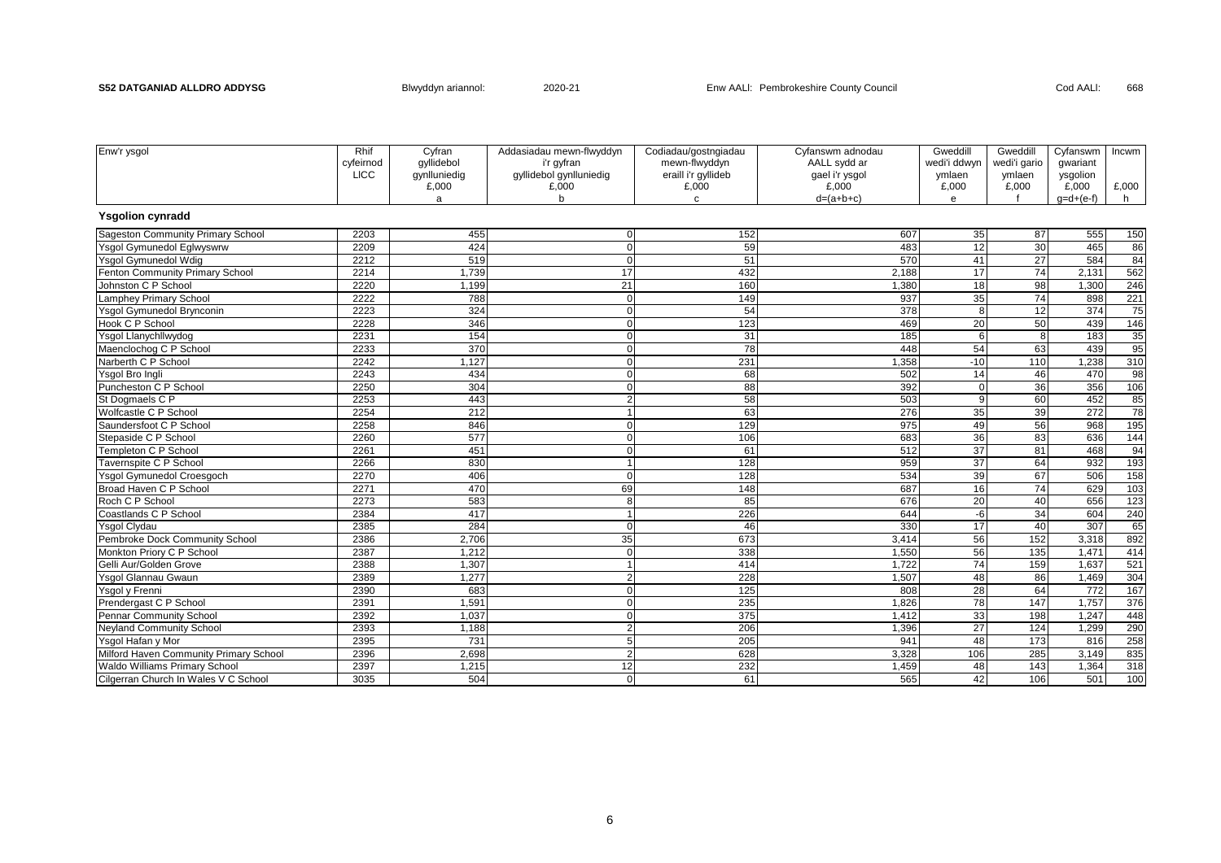**S52 DATGANIAD ALLDRO ADDYSG** Blwyddyn ariannol: 2020-21 Enw AALl: Pembrokeshire County Council Cod AALl: 668

| Enw'r ysgol | Rhif cyfeirnod LlCC | Cyfran gyllidebol gynlluniedig £,000 a | Addasiadau mewn-flwyddyn i'r gyfran gyllidebol gynlluniedig £,000 b | Codiadau/gostngiadau mewn-flwyddyn eraill i'r gyllideb £,000 c | Cyfanswm adnodau AALL sydd ar gael i'r ysgol £,000 d=(a+b+c) | Gweddill wedi'i ddwyn ymlaen £,000 e | Gweddill wedi'i gario ymlaen £,000 f | Cyfanswm gwariant ysgolion £,000 g=d+(e-f) | Incwm £,000 h |
|---|---|---|---|---|---|---|---|---|---|
| **Ysgolion cynradd** | | | | | | | | | |
| Sageston Community Primary School | 2203 | 455 | 0 | 152 | 607 | 35 | 87 | 555 | 150 |
| Ysgol Gymunedol Eglwyswrw | 2209 | 424 | 0 | 59 | 483 | 12 | 30 | 465 | 86 |
| Ysgol Gymunedol Wdig | 2212 | 519 | 0 | 51 | 570 | 41 | 27 | 584 | 84 |
| Fenton Community Primary School | 2214 | 1,739 | 17 | 432 | 2,188 | 17 | 74 | 2,131 | 562 |
| Johnston C P School | 2220 | 1,199 | 21 | 160 | 1,380 | 18 | 98 | 1,300 | 246 |
| Lamphey Primary School | 2222 | 788 | 0 | 149 | 937 | 35 | 74 | 898 | 221 |
| Ysgol Gymunedol Brynconin | 2223 | 324 | 0 | 54 | 378 | 8 | 12 | 374 | 75 |
| Hook C P School | 2228 | 346 | 0 | 123 | 469 | 20 | 50 | 439 | 146 |
| Ysgol Llanychllwydog | 2231 | 154 | 0 | 31 | 185 | 6 | 8 | 183 | 35 |
| Maenclochog C P School | 2233 | 370 | 0 | 78 | 448 | 54 | 63 | 439 | 95 |
| Narberth C P School | 2242 | 1,127 | 0 | 231 | 1,358 | -10 | 110 | 1,238 | 310 |
| Ysgol Bro Ingli | 2243 | 434 | 0 | 68 | 502 | 14 | 46 | 470 | 98 |
| Puncheston C P School | 2250 | 304 | 0 | 88 | 392 | 0 | 36 | 356 | 106 |
| St Dogmaels C P | 2253 | 443 | 2 | 58 | 503 | 9 | 60 | 452 | 85 |
| Wolfcastle C P School | 2254 | 212 | 1 | 63 | 276 | 35 | 39 | 272 | 78 |
| Saundersfoot C P School | 2258 | 846 | 0 | 129 | 975 | 49 | 56 | 968 | 195 |
| Stepaside C P School | 2260 | 577 | 0 | 106 | 683 | 36 | 83 | 636 | 144 |
| Templeton C P School | 2261 | 451 | 0 | 61 | 512 | 37 | 81 | 468 | 94 |
| Tavernspite C P School | 2266 | 830 | 1 | 128 | 959 | 37 | 64 | 932 | 193 |
| Ysgol Gymunedol Croesgoch | 2270 | 406 | 0 | 128 | 534 | 39 | 67 | 506 | 158 |
| Broad Haven C P School | 2271 | 470 | 69 | 148 | 687 | 16 | 74 | 629 | 103 |
| Roch C P School | 2273 | 583 | 8 | 85 | 676 | 20 | 40 | 656 | 123 |
| Coastlands C P School | 2384 | 417 | 1 | 226 | 644 | -6 | 34 | 604 | 240 |
| Ysgol Clydau | 2385 | 284 | 0 | 46 | 330 | 17 | 40 | 307 | 65 |
| Pembroke Dock Community School | 2386 | 2,706 | 35 | 673 | 3,414 | 56 | 152 | 3,318 | 892 |
| Monkton Priory C P School | 2387 | 1,212 | 0 | 338 | 1,550 | 56 | 135 | 1,471 | 414 |
| Gelli Aur/Golden Grove | 2388 | 1,307 | 1 | 414 | 1,722 | 74 | 159 | 1,637 | 521 |
| Ysgol Glannau Gwaun | 2389 | 1,277 | 2 | 228 | 1,507 | 48 | 86 | 1,469 | 304 |
| Ysgol y Frenni | 2390 | 683 | 0 | 125 | 808 | 28 | 64 | 772 | 167 |
| Prendergast C P School | 2391 | 1,591 | 0 | 235 | 1,826 | 78 | 147 | 1,757 | 376 |
| Pennar Community School | 2392 | 1,037 | 0 | 375 | 1,412 | 33 | 198 | 1,247 | 448 |
| Neyland Community School | 2393 | 1,188 | 2 | 206 | 1,396 | 27 | 124 | 1,299 | 290 |
| Ysgol Hafan y Mor | 2395 | 731 | 5 | 205 | 941 | 48 | 173 | 816 | 258 |
| Milford Haven Community Primary School | 2396 | 2,698 | 2 | 628 | 3,328 | 106 | 285 | 3,149 | 835 |
| Waldo Williams Primary School | 2397 | 1,215 | 12 | 232 | 1,459 | 48 | 143 | 1,364 | 318 |
| Cilgerran Church In Wales V C School | 3035 | 504 | 0 | 61 | 565 | 42 | 106 | 501 | 100 |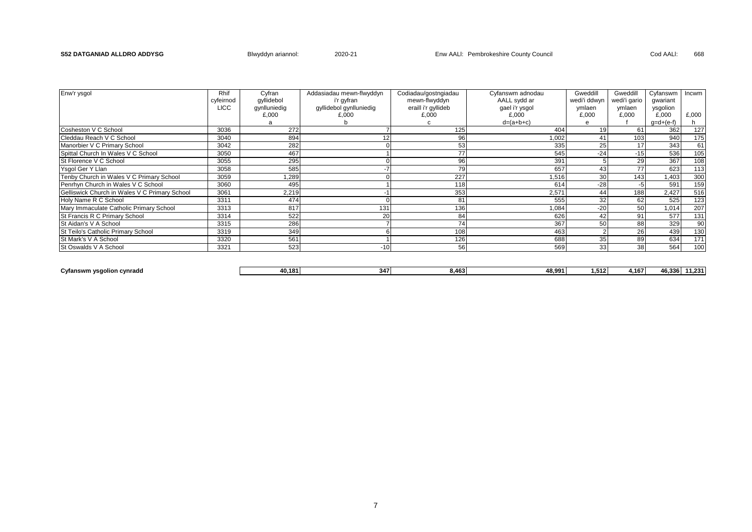**S52 DATGANIAD ALLDRO ADDYSG** Blwyddyn ariannol: 2020-21 Enw AALl: Pembrokeshire County Council Cod AALl: 668

| Enw'r ysgol | Rhif cyfeirnod LlCC | Cyfran gyllidebol gynlluniedig £,000 | Addasiadau mewn-flwyddyn i'r gyfran gyllidebol gynlluniedig £,000 | Codiadau/gostngiadau mewn-flwyddyn eraill i'r gyllideb £,000 | Cyfanswm adnodau AALL sydd ar gael i'r ysgol £,000 | Gweddill wedi'i ddwyn ymlaen £,000 | Gweddill wedi'i gario ymlaen £,000 | Cyfanswm gwariant ysgolion £,000 | Incwm £,000 |
|---|---|---|---|---|---|---|---|---|---|
| | | a | b | c | d=(a+b+c) | e | f | g=d+(e-f) | h |
| Cosheston V C School | 3036 | 272 | 7 | 125 | 404 | 19 | 61 | 362 | 127 |
| Cleddau Reach V C School | 3040 | 894 | 12 | 96 | 1,002 | 41 | 103 | 940 | 175 |
| Manorbier V C Primary School | 3042 | 282 | 0 | 53 | 335 | 25 | 17 | 343 | 61 |
| Spittal Church In Wales V C School | 3050 | 467 | 1 | 77 | 545 | -24 | -15 | 536 | 105 |
| St Florence V C School | 3055 | 295 | 0 | 96 | 391 | 5 | 29 | 367 | 108 |
| Ysgol Ger Y Llan | 3058 | 585 | -7 | 79 | 657 | 43 | 77 | 623 | 113 |
| Tenby Church in Wales V C Primary School | 3059 | 1,289 | 0 | 227 | 1,516 | 30 | 143 | 1,403 | 300 |
| Penrhyn Church in Wales V C School | 3060 | 495 | 1 | 118 | 614 | -28 | -5 | 591 | 159 |
| Gelliswick Church in Wales V C Primary School | 3061 | 2,219 | -1 | 353 | 2,571 | 44 | 188 | 2,427 | 516 |
| Holy Name R C School | 3311 | 474 | 0 | 81 | 555 | 32 | 62 | 525 | 123 |
| Mary Immaculate Catholic Primary School | 3313 | 817 | 131 | 136 | 1,084 | -20 | 50 | 1,014 | 207 |
| St Francis R C Primary School | 3314 | 522 | 20 | 84 | 626 | 42 | 91 | 577 | 131 |
| St Aidan's V A School | 3315 | 286 | 7 | 74 | 367 | 50 | 88 | 329 | 90 |
| St Teilo's Catholic Primary School | 3319 | 349 | 6 | 108 | 463 | 2 | 26 | 439 | 130 |
| St Mark's V A School | 3320 | 561 | 1 | 126 | 688 | 35 | 89 | 634 | 171 |
| St Oswalds V A School | 3321 | 523 | -10 | 56 | 569 | 33 | 38 | 564 | 100 |
| | | | | | | | | | |
| **Cyfanswm ysgolion cynradd** | | **40,181** | **347** | **8,463** | **48,991** | **1,512** | **4,167** | **46,336** | **11,231** |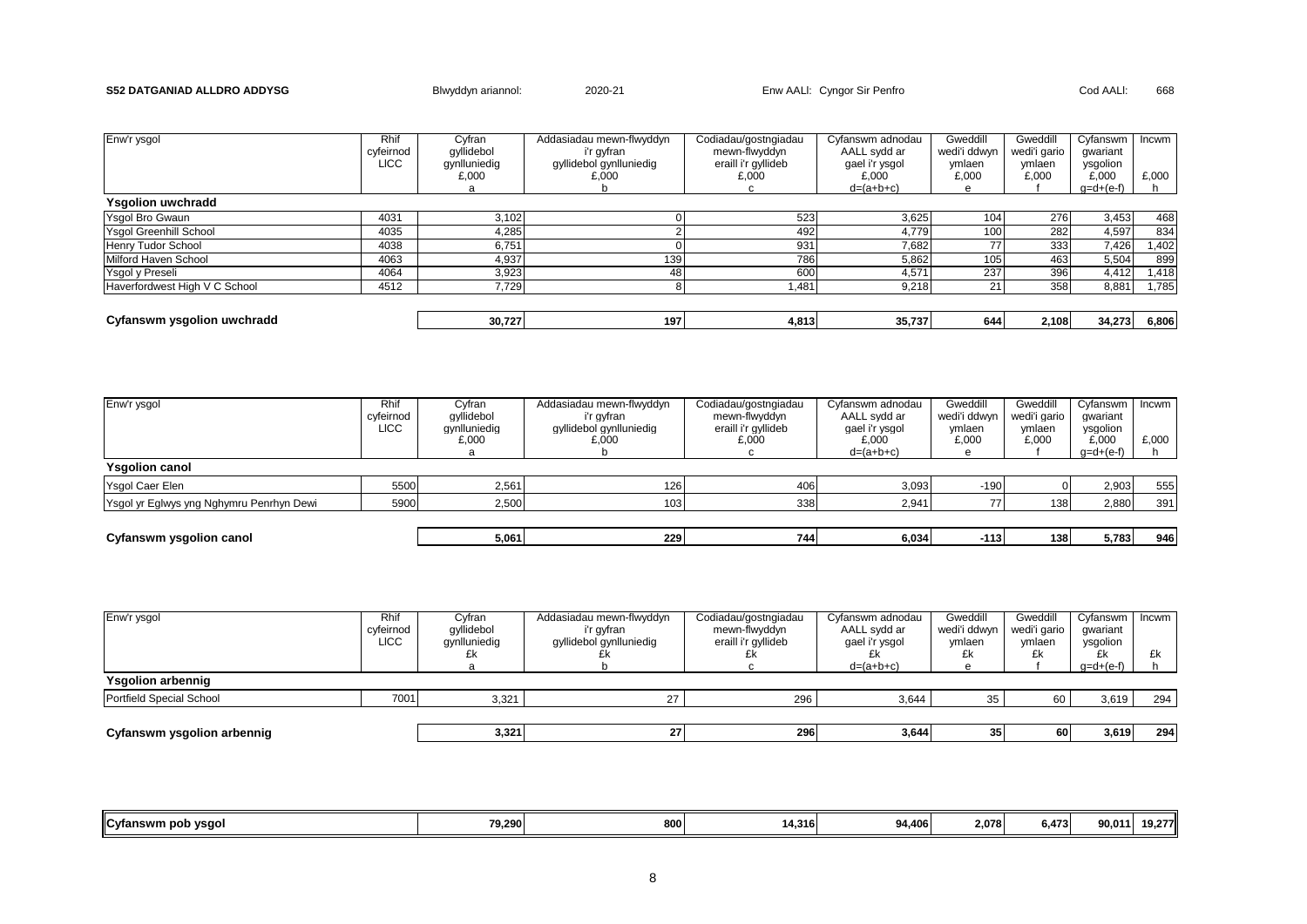**S52 DATGANIAD ALLDRO ADDYSG** Blwyddyn ariannol: 2020-21 Enw AALl: Cyngor Sir Penfro Cod AALl: 668

| Enw'r ysgol | Rhif cyfeirnod LICC | Cyfran gyllidebol gynlluniedig £,000 a | Addasiadau mewn-flwyddyn i'r gyfran gyllidebol gynlluniedig £,000 b | Codiadau/gostngiadau mewn-flwyddyn eraill i'r gyllideb £,000 c | Cyfanswm adnodau AALL sydd ar gael i'r ysgol £,000 d=(a+b+c) | Gweddill wedi'i ddwyn ymlaen £,000 e | Gweddill wedi'i gario ymlaen £,000 f | Cyfanswm gwariant ysgolion £,000 g=d+(e-f) | Incwm £,000 h |
|---|---|---|---|---|---|---|---|---|---|
| **Ysgolion uwchradd** | | | | | | | | | |
| Ysgol Bro Gwaun | 4031 | 3,102 | 0 | 523 | 3,625 | 104 | 276 | 3,453 | 468 |
| Ysgol Greenhill School | 4035 | 4,285 | 2 | 492 | 4,779 | 100 | 282 | 4,597 | 834 |
| Henry Tudor School | 4038 | 6,751 | 0 | 931 | 7,682 | 77 | 333 | 7,426 | 1,402 |
| Milford Haven School | 4063 | 4,937 | 139 | 786 | 5,862 | 105 | 463 | 5,504 | 899 |
| Ysgol y Preseli | 4064 | 3,923 | 48 | 600 | 4,571 | 237 | 396 | 4,412 | 1,418 |
| Haverfordwest High V C School | 4512 | 7,729 | 8 | 1,481 | 9,218 | 21 | 358 | 8,881 | 1,785 |
| **Cyfanswm ysgolion uwchradd** | | **30,727** | **197** | **4,813** | **35,737** | **644** | **2,108** | **34,273** | **6,806** |

| Enw'r ysgol | Rhif cyfeirnod LICC | Cyfran gyllidebol gynlluniedig £,000 a | Addasiadau mewn-flwyddyn i'r gyfran gyllidebol gynlluniedig £,000 b | Codiadau/gostngiadau mewn-flwyddyn eraill i'r gyllideb £,000 c | Cyfanswm adnodau AALL sydd ar gael i'r ysgol £,000 d=(a+b+c) | Gweddill wedi'i ddwyn ymlaen £,000 e | Gweddill wedi'i gario ymlaen £,000 f | Cyfanswm gwariant ysgolion £,000 g=d+(e-f) | Incwm £,000 h |
|---|---|---|---|---|---|---|---|---|---|
| **Ysgolion canol** | | | | | | | | | |
| Ysgol Caer Elen | 5500 | 2,561 | 126 | 406 | 3,093 | -190 | 0 | 2,903 | 555 |
| Ysgol yr Eglwys yng Nghymru Penrhyn Dewi | 5900 | 2,500 | 103 | 338 | 2,941 | 77 | 138 | 2,880 | 391 |
| **Cyfanswm ysgolion canol** | | **5,061** | **229** | **744** | **6,034** | **-113** | **138** | **5,783** | **946** |

| Enw'r ysgol | Rhif cyfeirnod LICC | Cyfran gyllidebol gynlluniedig £k a | Addasiadau mewn-flwyddyn i'r gyfran gyllidebol gynlluniedig £k b | Codiadau/gostngiadau mewn-flwyddyn eraill i'r gyllideb £k c | Cyfanswm adnodau AALL sydd ar gael i'r ysgol £k d=(a+b+c) | Gweddill wedi'i ddwyn ymlaen £k e | Gweddill wedi'i gario ymlaen £k f | Cyfanswm gwariant ysgolion £k g=d+(e-f) | Incwm £k h |
|---|---|---|---|---|---|---|---|---|---|
| **Ysgolion arbennig** | | | | | | | | | |
| Portfield Special School | 7001 | 3,321 | 27 | 296 | 3,644 | 35 | 60 | 3,619 | 294 |
| **Cyfanswm ysgolion arbennig** | | **3,321** | **27** | **296** | **3,644** | **35** | **60** | **3,619** | **294** |

| | | | | | | | | | |
|---|---|---|---|---|---|---|---|---|---|
| **Cyfanswm pob ysgol** | | **79,290** | **800** | **14,316** | **94,406** | **2,078** | **6,473** | **90,011** | **19,277** |